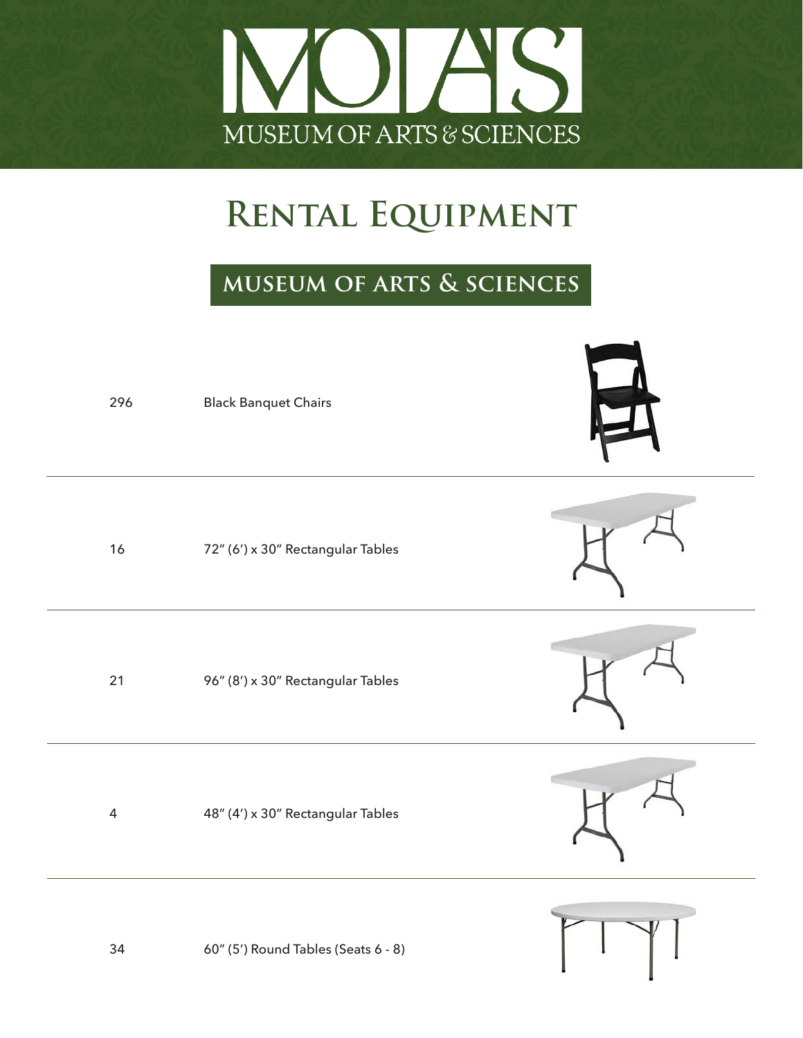# MOAS

MUSEUM OF ARTS & SCIENCES

## Rental Equipment

### MUSEUM OF ARTS & SCIENCES

| Quantity | Item |
| --- | --- |
| 296 | Black Banquet Chairs |
| 16 | 72″ (6′) x 30″ Rectangular Tables |
| 21 | 96″ (8′) x 30″ Rectangular Tables |
| 4 | 48″ (4′) x 30″ Rectangular Tables |
| 34 | 60″ (5′) Round Tables (Seats 6 - 8) |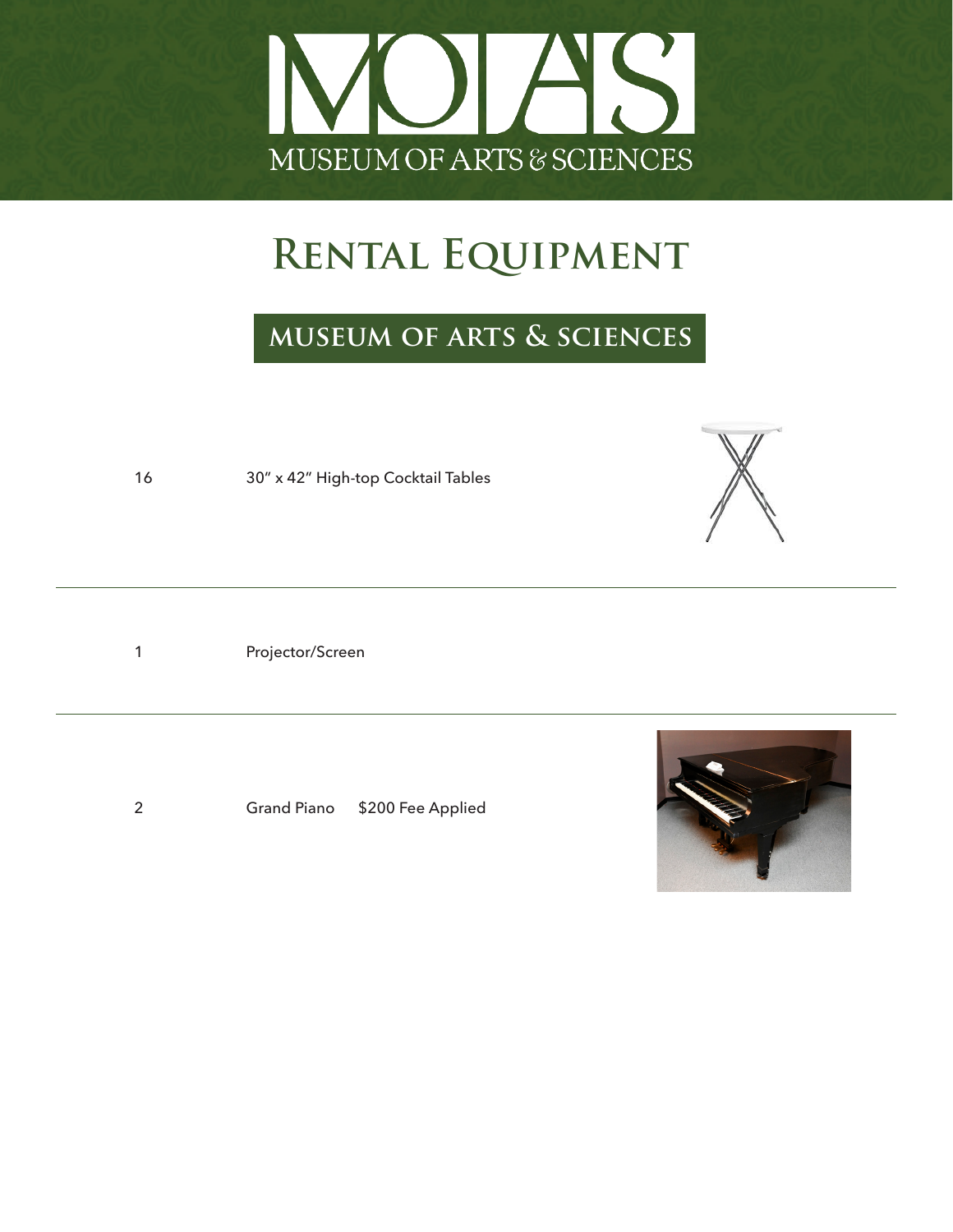MUSEUM OF ARTS & SCIENCES

# Rental Equipment

## MUSEUM OF ARTS & SCIENCES

| | |
|---|---|
| 16 | 30" x 42" High-top Cocktail Tables |
| 1 | Projector/Screen |
| 2 | Grand Piano $200 Fee Applied |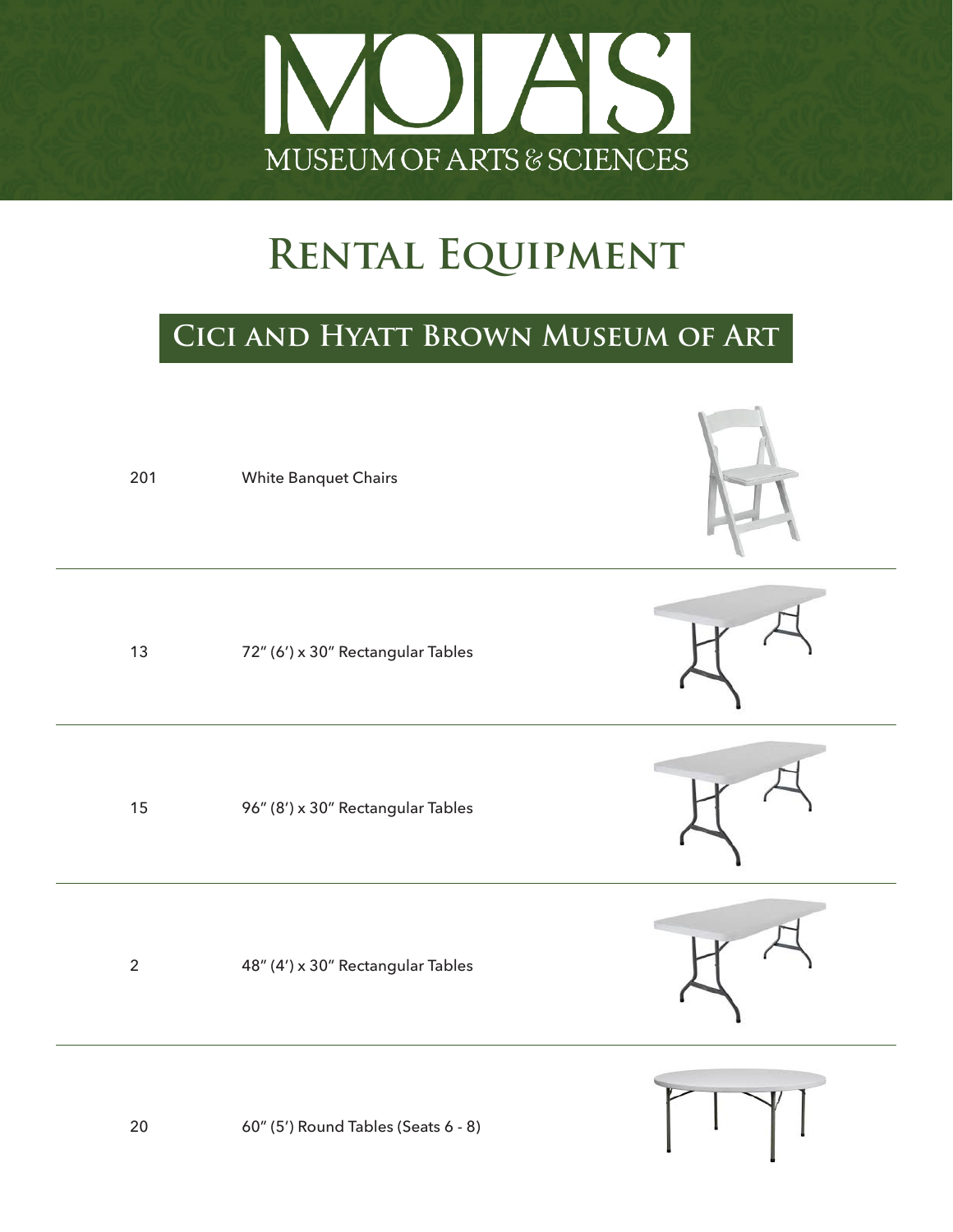MUSEUM OF ARTS & SCIENCES

# Rental Equipment

## Cici and Hyatt Brown Museum of Art

| Quantity | Item |
|---|---|
| 201 | White Banquet Chairs |
| 13 | 72″ (6′) x 30″ Rectangular Tables |
| 15 | 96″ (8′) x 30″ Rectangular Tables |
| 2 | 48″ (4′) x 30″ Rectangular Tables |
| 20 | 60″ (5′) Round Tables (Seats 6 - 8) |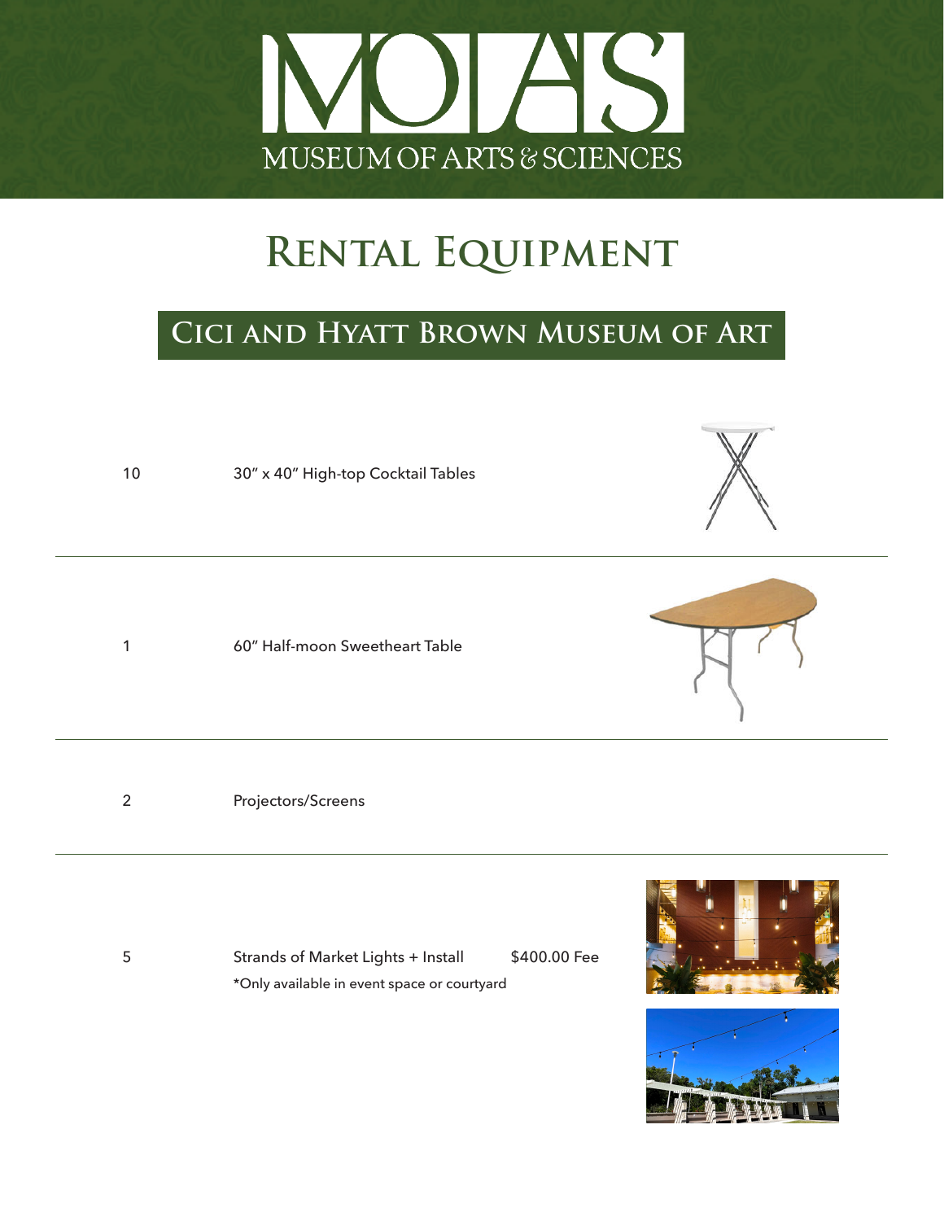MOAS
MUSEUM OF ARTS & SCIENCES

# Rental Equipment

## Cici and Hyatt Brown Museum of Art

| Qty | Item | Fee |
| --- | --- | --- |
| 10 | 30″ x 40″ High-top Cocktail Tables | |
| 1 | 60″ Half-moon Sweetheart Table | |
| 2 | Projectors/Screens | |
| 5 | Strands of Market Lights + Install<br>*Only available in event space or courtyard | $400.00 Fee |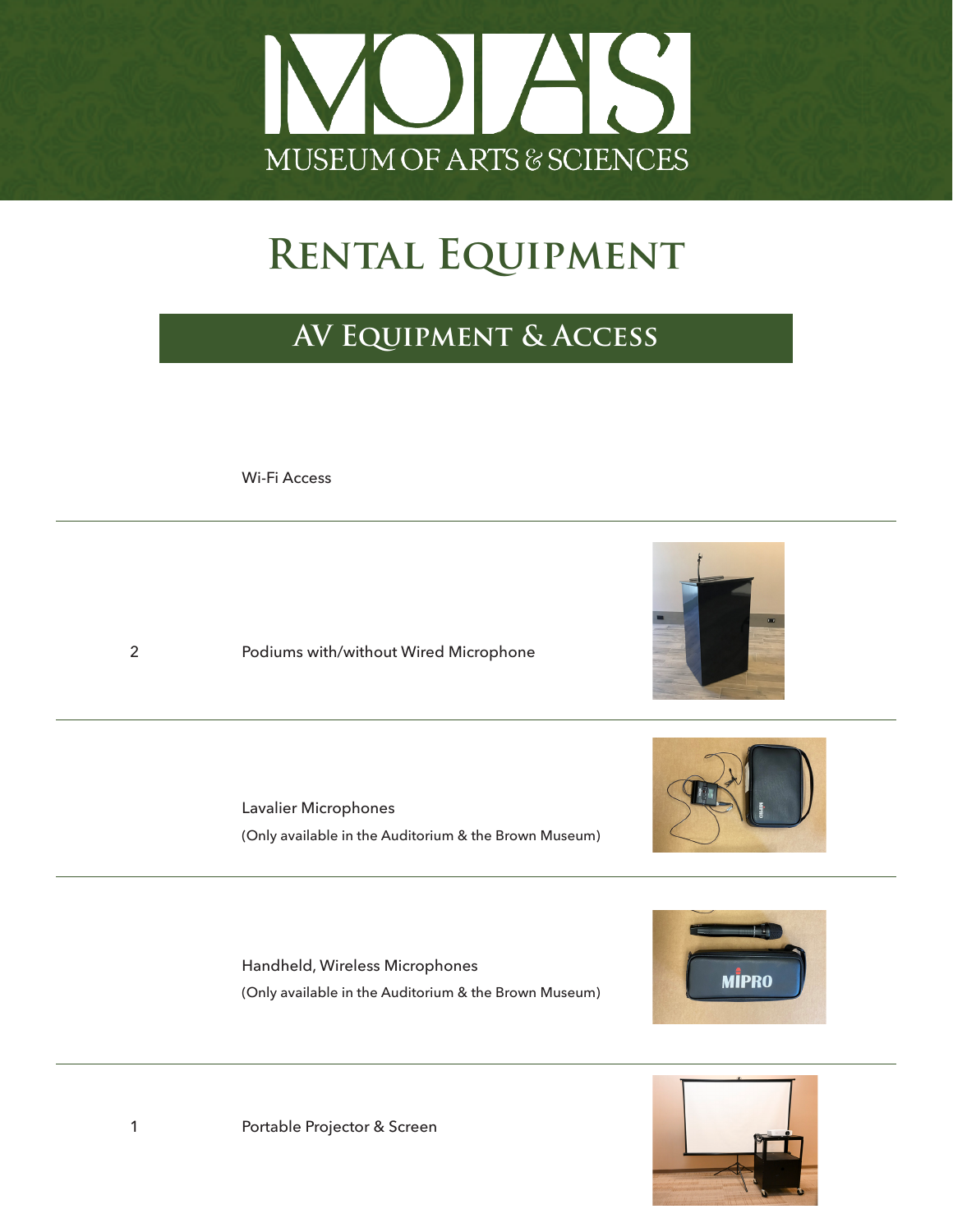MUSEUM OF ARTS & SCIENCES

# Rental Equipment

## AV Equipment & Access

| Quantity | Item |
| --- | --- |
| | Wi-Fi Access |
| 2 | Podiums with/without Wired Microphone |
| | Lavalier Microphones<br>(Only available in the Auditorium & the Brown Museum) |
| | Handheld, Wireless Microphones<br>(Only available in the Auditorium & the Brown Museum) |
| 1 | Portable Projector & Screen |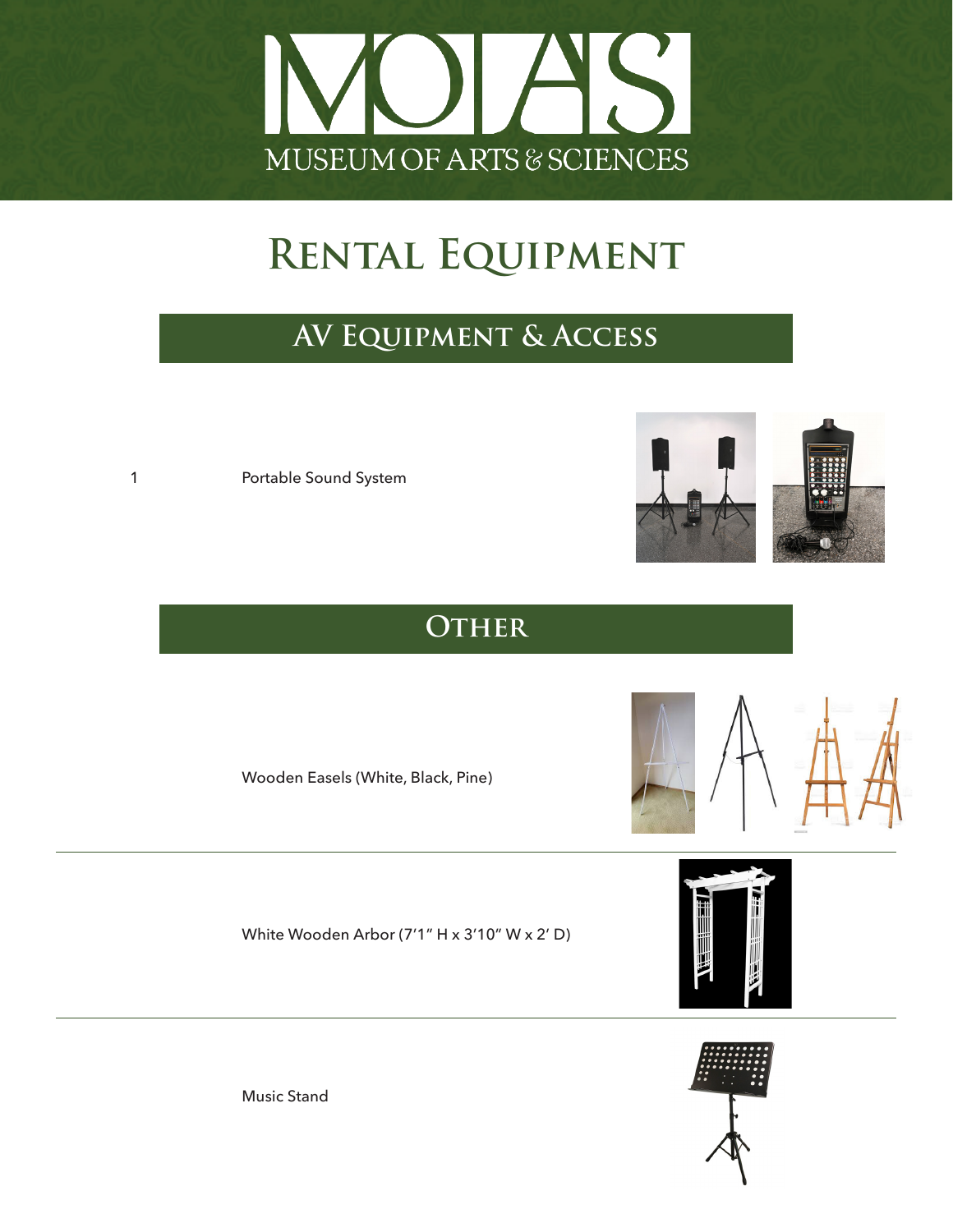MUSEUM OF ARTS & SCIENCES

# Rental Equipment

## AV Equipment & Access

| | |
|---|---|
| 1 | Portable Sound System |

## Other

Wooden Easels (White, Black, Pine)

White Wooden Arbor (7'1" H x 3'10" W x 2' D)

Music Stand